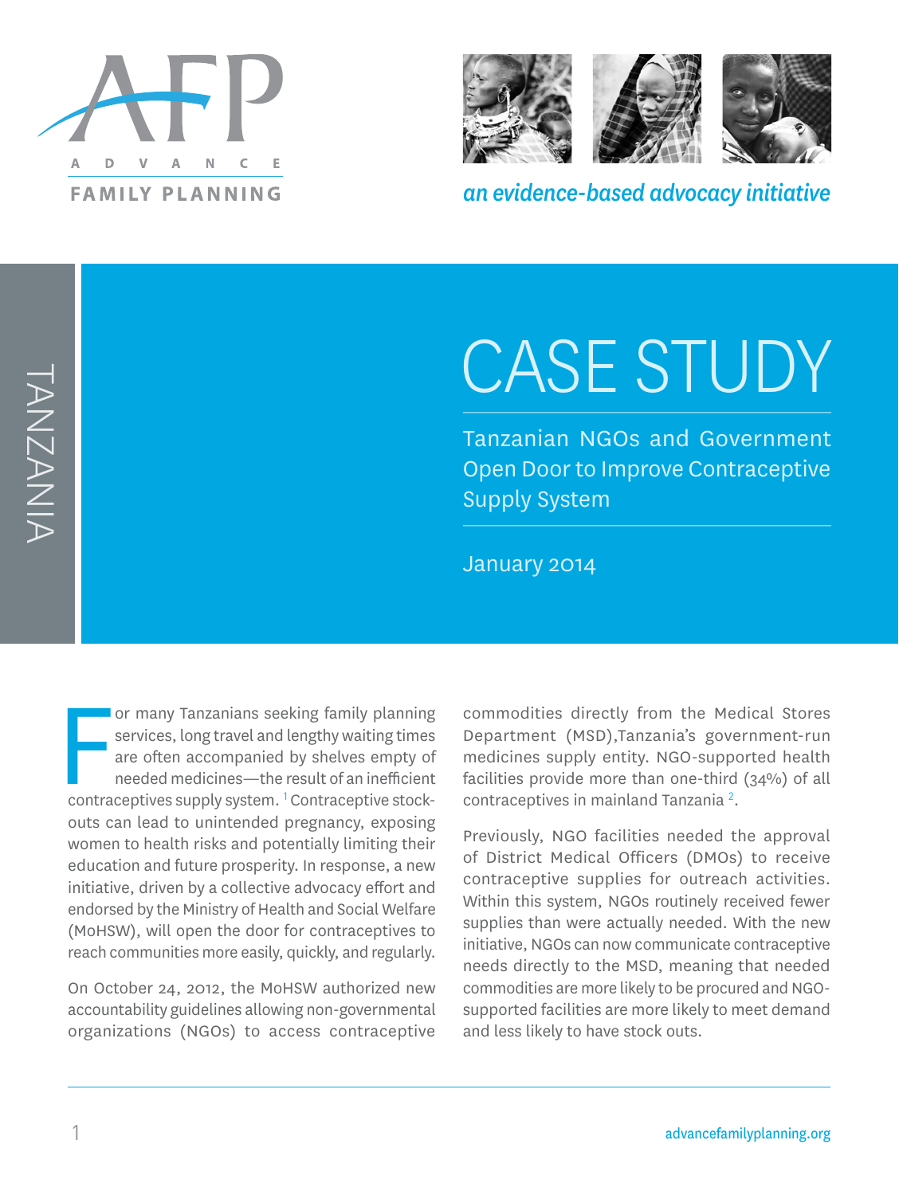ADVANCE FAMILY PLANNING

*an evidence-based advocacy initiative*

TANZANIA

# CASE STUDY

## Tanzanian NGOs and Government Open Door to Improve Contraceptive Supply System

January 2014

For many Tanzanians seeking family planning services, long travel and lengthy waiting times are often accompanied by shelves empty of needed medicines—the result of an inefficient contraceptives supply system. [1] Contraceptive stock-outs can lead to unintended pregnancy, exposing women to health risks and potentially limiting their education and future prosperity. In response, a new initiative, driven by a collective advocacy effort and endorsed by the Ministry of Health and Social Welfare (MoHSW), will open the door for contraceptives to reach communities more easily, quickly, and regularly.

On October 24, 2012, the MoHSW authorized new accountability guidelines allowing non-governmental organizations (NGOs) to access contraceptive commodities directly from the Medical Stores Department (MSD),Tanzania's government-run medicines supply entity. NGO-supported health facilities provide more than one-third (34%) of all contraceptives in mainland Tanzania [2].

Previously, NGO facilities needed the approval of District Medical Officers (DMOs) to receive contraceptive supplies for outreach activities. Within this system, NGOs routinely received fewer supplies than were actually needed. With the new initiative, NGOs can now communicate contraceptive needs directly to the MSD, meaning that needed commodities are more likely to be procured and NGO-supported facilities are more likely to meet demand and less likely to have stock outs.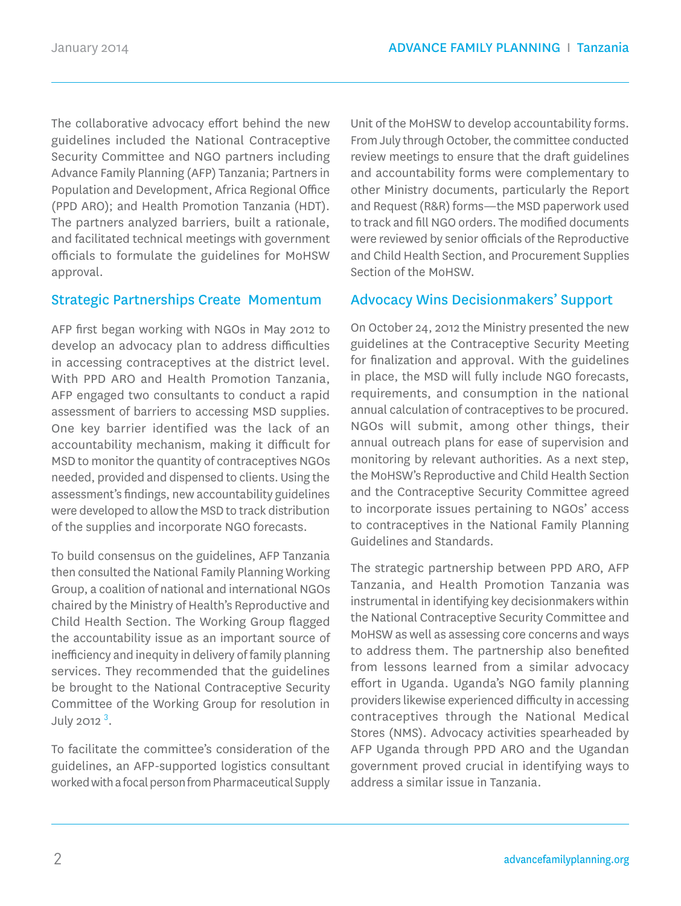The collaborative advocacy effort behind the new guidelines included the National Contraceptive Security Committee and NGO partners including Advance Family Planning (AFP) Tanzania; Partners in Population and Development, Africa Regional Office (PPD ARO); and Health Promotion Tanzania (HDT). The partners analyzed barriers, built a rationale, and facilitated technical meetings with government officials to formulate the guidelines for MoHSW approval.

## Strategic Partnerships Create Momentum

AFP first began working with NGOs in May 2012 to develop an advocacy plan to address difficulties in accessing contraceptives at the district level. With PPD ARO and Health Promotion Tanzania, AFP engaged two consultants to conduct a rapid assessment of barriers to accessing MSD supplies. One key barrier identified was the lack of an accountability mechanism, making it difficult for MSD to monitor the quantity of contraceptives NGOs needed, provided and dispensed to clients. Using the assessment's findings, new accountability guidelines were developed to allow the MSD to track distribution of the supplies and incorporate NGO forecasts.

To build consensus on the guidelines, AFP Tanzania then consulted the National Family Planning Working Group, a coalition of national and international NGOs chaired by the Ministry of Health's Reproductive and Child Health Section. The Working Group flagged the accountability issue as an important source of inefficiency and inequity in delivery of family planning services. They recommended that the guidelines be brought to the National Contraceptive Security Committee of the Working Group for resolution in July 2012 [3].

To facilitate the committee's consideration of the guidelines, an AFP-supported logistics consultant worked with a focal person from Pharmaceutical Supply Unit of the MoHSW to develop accountability forms. From July through October, the committee conducted review meetings to ensure that the draft guidelines and accountability forms were complementary to other Ministry documents, particularly the Report and Request (R&R) forms—the MSD paperwork used to track and fill NGO orders. The modified documents were reviewed by senior officials of the Reproductive and Child Health Section, and Procurement Supplies Section of the MoHSW.

## Advocacy Wins Decisionmakers' Support

On October 24, 2012 the Ministry presented the new guidelines at the Contraceptive Security Meeting for finalization and approval. With the guidelines in place, the MSD will fully include NGO forecasts, requirements, and consumption in the national annual calculation of contraceptives to be procured. NGOs will submit, among other things, their annual outreach plans for ease of supervision and monitoring by relevant authorities. As a next step, the MoHSW's Reproductive and Child Health Section and the Contraceptive Security Committee agreed to incorporate issues pertaining to NGOs' access to contraceptives in the National Family Planning Guidelines and Standards.

The strategic partnership between PPD ARO, AFP Tanzania, and Health Promotion Tanzania was instrumental in identifying key decisionmakers within the National Contraceptive Security Committee and MoHSW as well as assessing core concerns and ways to address them. The partnership also benefited from lessons learned from a similar advocacy effort in Uganda. Uganda's NGO family planning providers likewise experienced difficulty in accessing contraceptives through the National Medical Stores (NMS). Advocacy activities spearheaded by AFP Uganda through PPD ARO and the Ugandan government proved crucial in identifying ways to address a similar issue in Tanzania.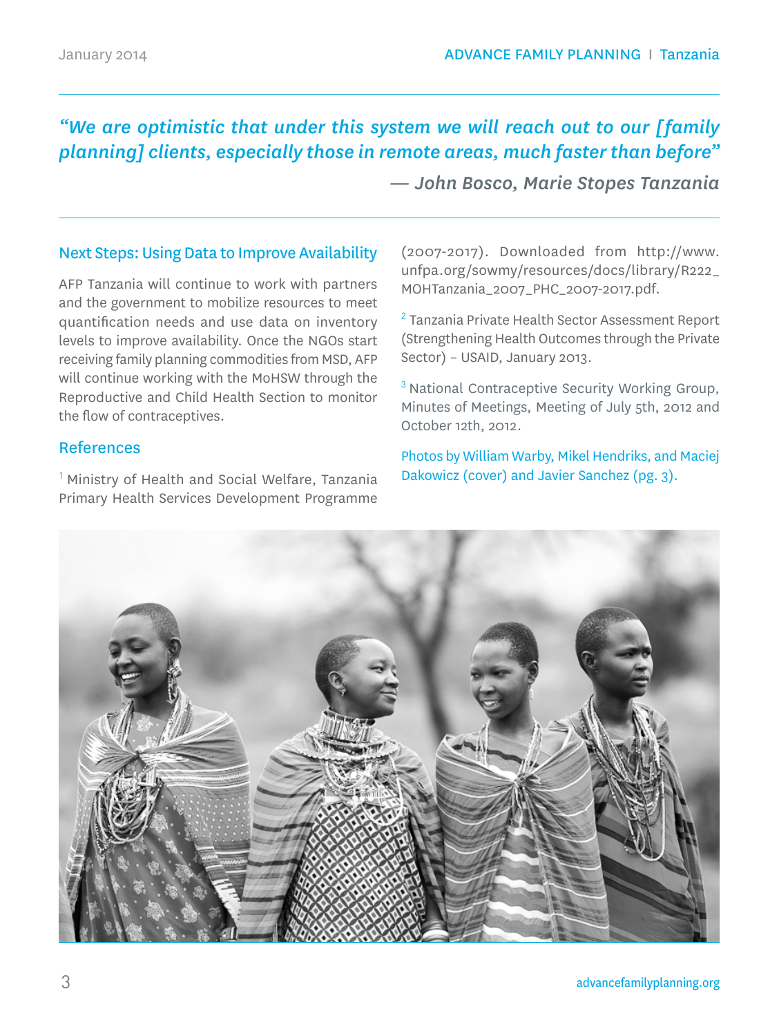*"We are optimistic that under this system we will reach out to our [family planning] clients, especially those in remote areas, much faster than before"*

*— John Bosco, Marie Stopes Tanzania*

## Next Steps: Using Data to Improve Availability

AFP Tanzania will continue to work with partners and the government to mobilize resources to meet quantification needs and use data on inventory levels to improve availability. Once the NGOs start receiving family planning commodities from MSD, AFP will continue working with the MoHSW through the Reproductive and Child Health Section to monitor the flow of contraceptives.

## References

[1] Ministry of Health and Social Welfare, Tanzania Primary Health Services Development Programme (2007-2017). Downloaded from http://www.unfpa.org/sowmy/resources/docs/library/R222_MOHTanzania_2007_PHC_2007-2017.pdf.

[2] Tanzania Private Health Sector Assessment Report (Strengthening Health Outcomes through the Private Sector) – USAID, January 2013.

[3] National Contraceptive Security Working Group, Minutes of Meetings, Meeting of July 5th, 2012 and October 12th, 2012.

Photos by William Warby, Mikel Hendriks, and Maciej Dakowicz (cover) and Javier Sanchez (pg. 3).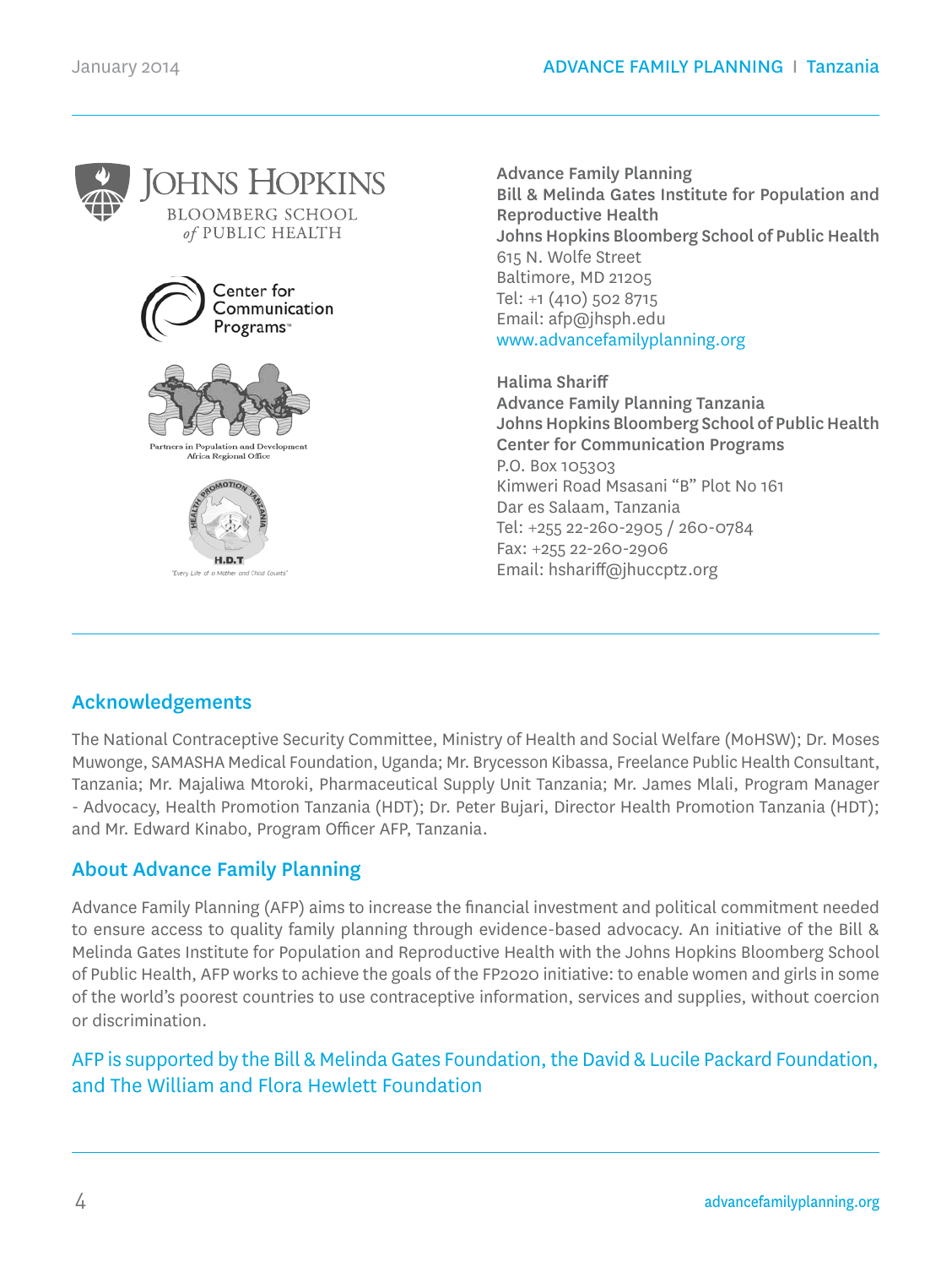Partners in Population and Development
Africa Regional Office

HEALTH PROMOTION TANZANIA
H.D.T
"Every Life of a Mother and Child Counts"

**Advance Family Planning**
**Bill & Melinda Gates Institute for Population and Reproductive Health**
**Johns Hopkins Bloomberg School of Public Health**
615 N. Wolfe Street
Baltimore, MD 21205
Tel: +1 (410) 502 8715
Email: afp@jhsph.edu
www.advancefamilyplanning.org

**Halima Shariff**
**Advance Family Planning Tanzania**
**Johns Hopkins Bloomberg School of Public Health**
**Center for Communication Programs**
P.O. Box 105303
Kimweri Road Msasani "B" Plot No 161
Dar es Salaam, Tanzania
Tel: +255 22-260-2905 / 260-0784
Fax: +255 22-260-2906
Email: hshariff@jhuccptz.org

## Acknowledgements

The National Contraceptive Security Committee, Ministry of Health and Social Welfare (MoHSW); Dr. Moses Muwonge, SAMASHA Medical Foundation, Uganda; Mr. Brycesson Kibassa, Freelance Public Health Consultant, Tanzania; Mr. Majaliwa Mtoroki, Pharmaceutical Supply Unit Tanzania; Mr. James Mlali, Program Manager - Advocacy, Health Promotion Tanzania (HDT); Dr. Peter Bujari, Director Health Promotion Tanzania (HDT); and Mr. Edward Kinabo, Program Officer AFP, Tanzania.

## About Advance Family Planning

Advance Family Planning (AFP) aims to increase the financial investment and political commitment needed to ensure access to quality family planning through evidence-based advocacy. An initiative of the Bill & Melinda Gates Institute for Population and Reproductive Health with the Johns Hopkins Bloomberg School of Public Health, AFP works to achieve the goals of the FP2020 initiative: to enable women and girls in some of the world's poorest countries to use contraceptive information, services and supplies, without coercion or discrimination.

AFP is supported by the Bill & Melinda Gates Foundation, the David & Lucile Packard Foundation, and The William and Flora Hewlett Foundation